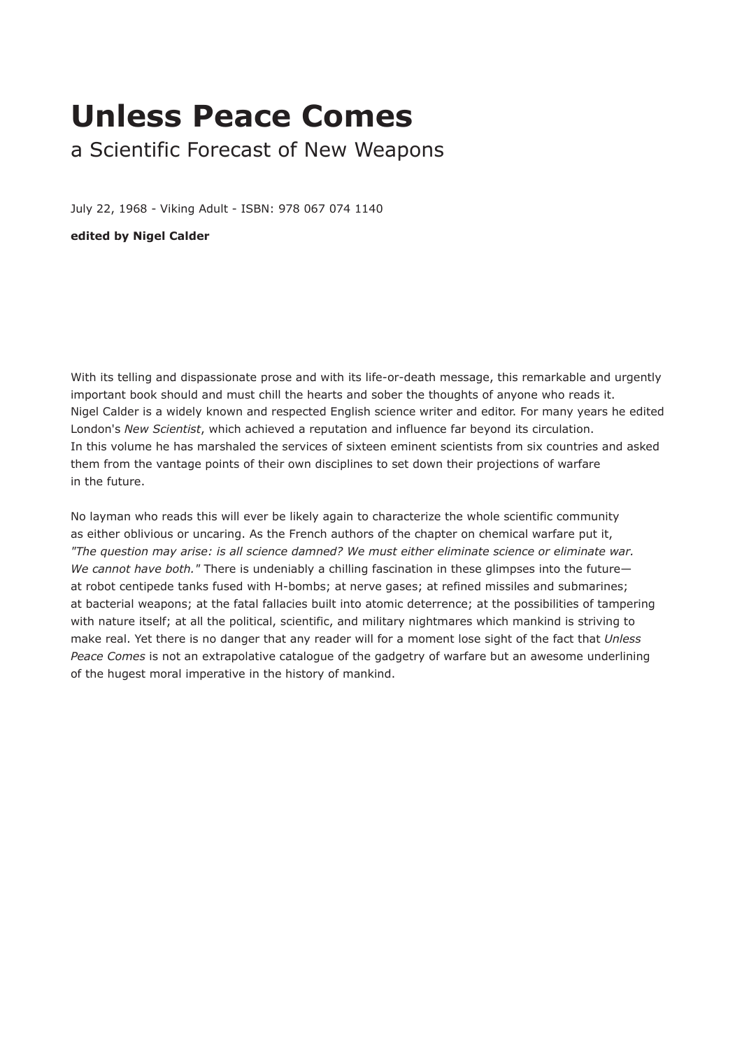# Unless Peace Comes

## a Scientific Forecast of New Weapons

July 22, 1968 - Viking Adult - ISBN: 978 067 074 1140

**edited by Nigel Calder**

With its telling and dispassionate prose and with its life-or-death message, this remarkable and urgently important book should and must chill the hearts and sober the thoughts of anyone who reads it.
Nigel Calder is a widely known and respected English science writer and editor. For many years he edited London's *New Scientist*, which achieved a reputation and influence far beyond its circulation.
In this volume he has marshaled the services of sixteen eminent scientists from six countries and asked them from the vantage points of their own disciplines to set down their projections of warfare in the future.

No layman who reads this will ever be likely again to characterize the whole scientific community as either oblivious or uncaring. As the French authors of the chapter on chemical warfare put it, *"The question may arise: is all science damned? We must either eliminate science or eliminate war. We cannot have both."* There is undeniably a chilling fascination in these glimpses into the future—at robot centipede tanks fused with H-bombs; at nerve gases; at refined missiles and submarines; at bacterial weapons; at the fatal fallacies built into atomic deterrence; at the possibilities of tampering with nature itself; at all the political, scientific, and military nightmares which mankind is striving to make real. Yet there is no danger that any reader will for a moment lose sight of the fact that *Unless Peace Comes* is not an extrapolative catalogue of the gadgetry of warfare but an awesome underlining of the hugest moral imperative in the history of mankind.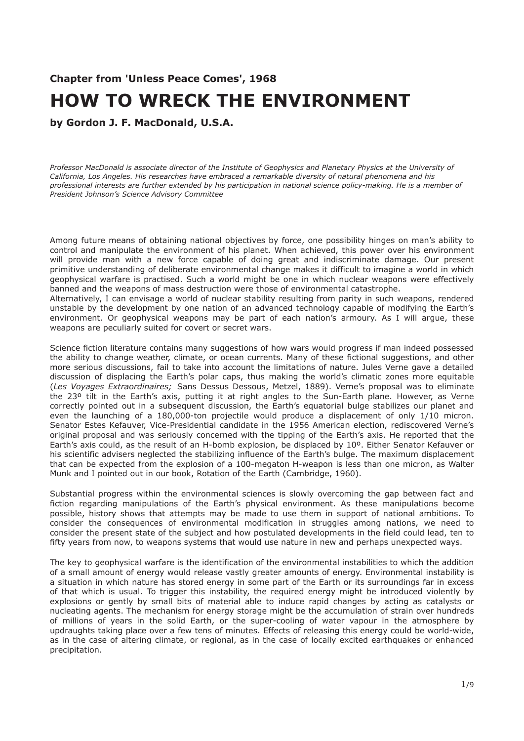**Chapter from 'Unless Peace Comes', 1968**

# HOW TO WRECK THE ENVIRONMENT

**by Gordon J. F. MacDonald, U.S.A.**

*Professor MacDonald is associate director of the Institute of Geophysics and Planetary Physics at the University of California, Los Angeles. His researches have embraced a remarkable diversity of natural phenomena and his professional interests are further extended by his participation in national science policy-making. He is a member of President Johnson's Science Advisory Committee*

Among future means of obtaining national objectives by force, one possibility hinges on man's ability to control and manipulate the environment of his planet. When achieved, this power over his environment will provide man with a new force capable of doing great and indiscriminate damage. Our present primitive understanding of deliberate environmental change makes it difficult to imagine a world in which geophysical warfare is practised. Such a world might be one in which nuclear weapons were effectively banned and the weapons of mass destruction were those of environmental catastrophe.
Alternatively, I can envisage a world of nuclear stability resulting from parity in such weapons, rendered unstable by the development by one nation of an advanced technology capable of modifying the Earth's environment. Or geophysical weapons may be part of each nation's armoury. As I will argue, these weapons are peculiarly suited for covert or secret wars.

Science fiction literature contains many suggestions of how wars would progress if man indeed possessed the ability to change weather, climate, or ocean currents. Many of these fictional suggestions, and other more serious discussions, fail to take into account the limitations of nature. Jules Verne gave a detailed discussion of displacing the Earth's polar caps, thus making the world's climatic zones more equitable (*Les Voyages Extraordinaires;* Sans Dessus Dessous, Metzel, 1889). Verne's proposal was to eliminate the 23º tilt in the Earth's axis, putting it at right angles to the Sun-Earth plane. However, as Verne correctly pointed out in a subsequent discussion, the Earth's equatorial bulge stabilizes our planet and even the launching of a 180,000-ton projectile would produce a displacement of only 1/10 micron. Senator Estes Kefauver, Vice-Presidential candidate in the 1956 American election, rediscovered Verne's original proposal and was seriously concerned with the tipping of the Earth's axis. He reported that the Earth's axis could, as the result of an H-bomb explosion, be displaced by 10º. Either Senator Kefauver or his scientific advisers neglected the stabilizing influence of the Earth's bulge. The maximum displacement that can be expected from the explosion of a 100-megaton H-weapon is less than one micron, as Walter Munk and I pointed out in our book, Rotation of the Earth (Cambridge, 1960).

Substantial progress within the environmental sciences is slowly overcoming the gap between fact and fiction regarding manipulations of the Earth's physical environment. As these manipulations become possible, history shows that attempts may be made to use them in support of national ambitions. To consider the consequences of environmental modification in struggles among nations, we need to consider the present state of the subject and how postulated developments in the field could lead, ten to fifty years from now, to weapons systems that would use nature in new and perhaps unexpected ways.

The key to geophysical warfare is the identification of the environmental instabilities to which the addition of a small amount of energy would release vastly greater amounts of energy. Environmental instability is a situation in which nature has stored energy in some part of the Earth or its surroundings far in excess of that which is usual. To trigger this instability, the required energy might be introduced violently by explosions or gently by small bits of material able to induce rapid changes by acting as catalysts or nucleating agents. The mechanism for energy storage might be the accumulation of strain over hundreds of millions of years in the solid Earth, or the super-cooling of water vapour in the atmosphere by updraughts taking place over a few tens of minutes. Effects of releasing this energy could be world-wide, as in the case of altering climate, or regional, as in the case of locally excited earthquakes or enhanced precipitation.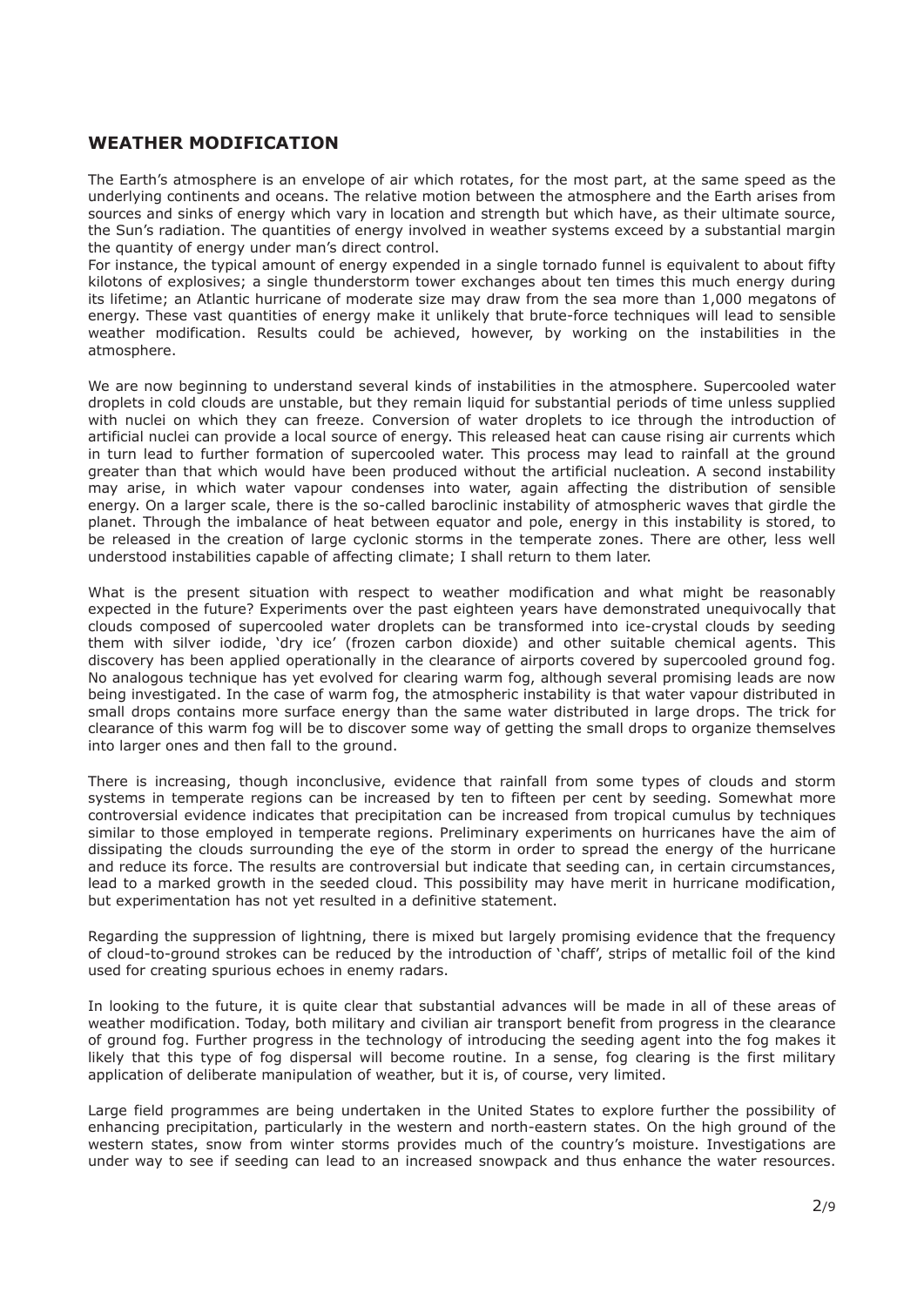## WEATHER MODIFICATION

The Earth's atmosphere is an envelope of air which rotates, for the most part, at the same speed as the underlying continents and oceans. The relative motion between the atmosphere and the Earth arises from sources and sinks of energy which vary in location and strength but which have, as their ultimate source, the Sun's radiation. The quantities of energy involved in weather systems exceed by a substantial margin the quantity of energy under man's direct control.

For instance, the typical amount of energy expended in a single tornado funnel is equivalent to about fifty kilotons of explosives; a single thunderstorm tower exchanges about ten times this much energy during its lifetime; an Atlantic hurricane of moderate size may draw from the sea more than 1,000 megatons of energy. These vast quantities of energy make it unlikely that brute-force techniques will lead to sensible weather modification. Results could be achieved, however, by working on the instabilities in the atmosphere.

We are now beginning to understand several kinds of instabilities in the atmosphere. Supercooled water droplets in cold clouds are unstable, but they remain liquid for substantial periods of time unless supplied with nuclei on which they can freeze. Conversion of water droplets to ice through the introduction of artificial nuclei can provide a local source of energy. This released heat can cause rising air currents which in turn lead to further formation of supercooled water. This process may lead to rainfall at the ground greater than that which would have been produced without the artificial nucleation. A second instability may arise, in which water vapour condenses into water, again affecting the distribution of sensible energy. On a larger scale, there is the so-called baroclinic instability of atmospheric waves that girdle the planet. Through the imbalance of heat between equator and pole, energy in this instability is stored, to be released in the creation of large cyclonic storms in the temperate zones. There are other, less well understood instabilities capable of affecting climate; I shall return to them later.

What is the present situation with respect to weather modification and what might be reasonably expected in the future? Experiments over the past eighteen years have demonstrated unequivocally that clouds composed of supercooled water droplets can be transformed into ice-crystal clouds by seeding them with silver iodide, 'dry ice' (frozen carbon dioxide) and other suitable chemical agents. This discovery has been applied operationally in the clearance of airports covered by supercooled ground fog. No analogous technique has yet evolved for clearing warm fog, although several promising leads are now being investigated. In the case of warm fog, the atmospheric instability is that water vapour distributed in small drops contains more surface energy than the same water distributed in large drops. The trick for clearance of this warm fog will be to discover some way of getting the small drops to organize themselves into larger ones and then fall to the ground.

There is increasing, though inconclusive, evidence that rainfall from some types of clouds and storm systems in temperate regions can be increased by ten to fifteen per cent by seeding. Somewhat more controversial evidence indicates that precipitation can be increased from tropical cumulus by techniques similar to those employed in temperate regions. Preliminary experiments on hurricanes have the aim of dissipating the clouds surrounding the eye of the storm in order to spread the energy of the hurricane and reduce its force. The results are controversial but indicate that seeding can, in certain circumstances, lead to a marked growth in the seeded cloud. This possibility may have merit in hurricane modification, but experimentation has not yet resulted in a definitive statement.

Regarding the suppression of lightning, there is mixed but largely promising evidence that the frequency of cloud-to-ground strokes can be reduced by the introduction of 'chaff', strips of metallic foil of the kind used for creating spurious echoes in enemy radars.

In looking to the future, it is quite clear that substantial advances will be made in all of these areas of weather modification. Today, both military and civilian air transport benefit from progress in the clearance of ground fog. Further progress in the technology of introducing the seeding agent into the fog makes it likely that this type of fog dispersal will become routine. In a sense, fog clearing is the first military application of deliberate manipulation of weather, but it is, of course, very limited.

Large field programmes are being undertaken in the United States to explore further the possibility of enhancing precipitation, particularly in the western and north-eastern states. On the high ground of the western states, snow from winter storms provides much of the country's moisture. Investigations are under way to see if seeding can lead to an increased snowpack and thus enhance the water resources.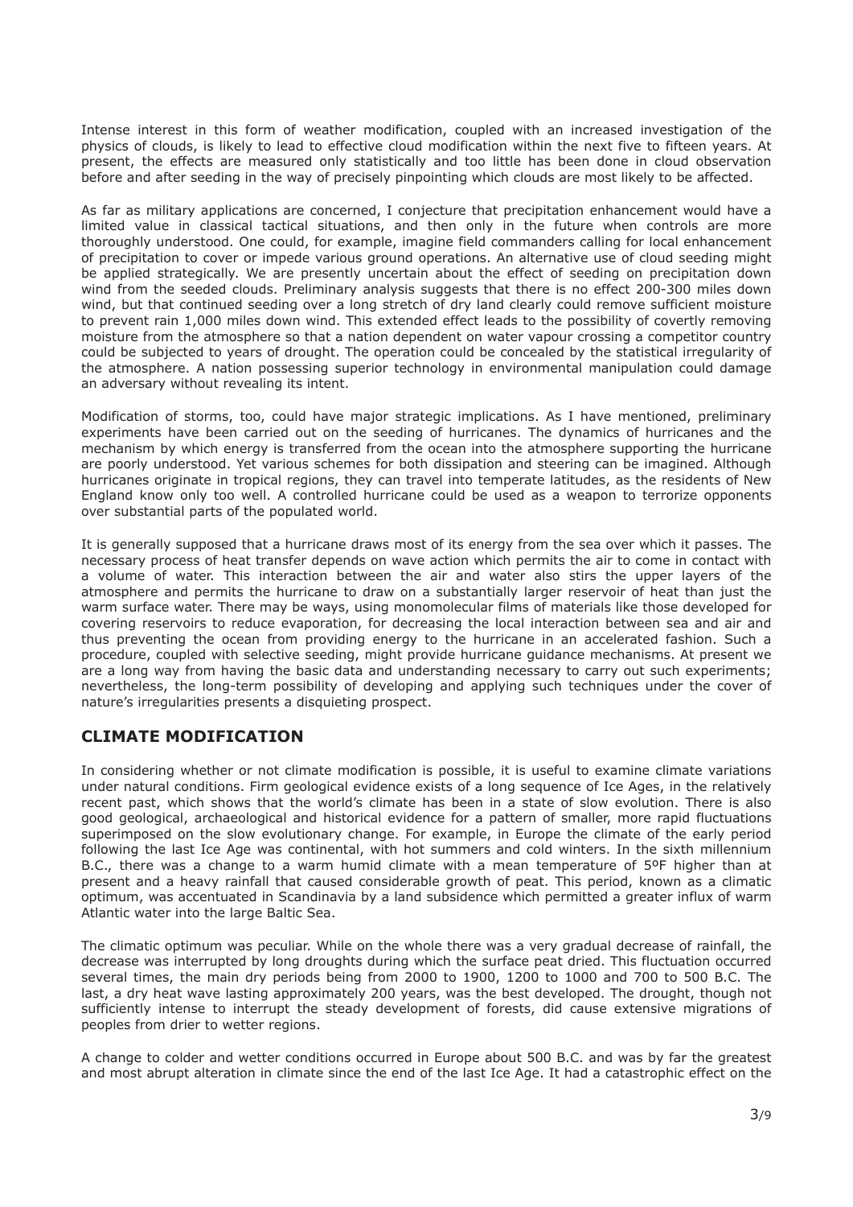Intense interest in this form of weather modification, coupled with an increased investigation of the physics of clouds, is likely to lead to effective cloud modification within the next five to fifteen years. At present, the effects are measured only statistically and too little has been done in cloud observation before and after seeding in the way of precisely pinpointing which clouds are most likely to be affected.

As far as military applications are concerned, I conjecture that precipitation enhancement would have a limited value in classical tactical situations, and then only in the future when controls are more thoroughly understood. One could, for example, imagine field commanders calling for local enhancement of precipitation to cover or impede various ground operations. An alternative use of cloud seeding might be applied strategically. We are presently uncertain about the effect of seeding on precipitation down wind from the seeded clouds. Preliminary analysis suggests that there is no effect 200-300 miles down wind, but that continued seeding over a long stretch of dry land clearly could remove sufficient moisture to prevent rain 1,000 miles down wind. This extended effect leads to the possibility of covertly removing moisture from the atmosphere so that a nation dependent on water vapour crossing a competitor country could be subjected to years of drought. The operation could be concealed by the statistical irregularity of the atmosphere. A nation possessing superior technology in environmental manipulation could damage an adversary without revealing its intent.

Modification of storms, too, could have major strategic implications. As I have mentioned, preliminary experiments have been carried out on the seeding of hurricanes. The dynamics of hurricanes and the mechanism by which energy is transferred from the ocean into the atmosphere supporting the hurricane are poorly understood. Yet various schemes for both dissipation and steering can be imagined. Although hurricanes originate in tropical regions, they can travel into temperate latitudes, as the residents of New England know only too well. A controlled hurricane could be used as a weapon to terrorize opponents over substantial parts of the populated world.

It is generally supposed that a hurricane draws most of its energy from the sea over which it passes. The necessary process of heat transfer depends on wave action which permits the air to come in contact with a volume of water. This interaction between the air and water also stirs the upper layers of the atmosphere and permits the hurricane to draw on a substantially larger reservoir of heat than just the warm surface water. There may be ways, using monomolecular films of materials like those developed for covering reservoirs to reduce evaporation, for decreasing the local interaction between sea and air and thus preventing the ocean from providing energy to the hurricane in an accelerated fashion. Such a procedure, coupled with selective seeding, might provide hurricane guidance mechanisms. At present we are a long way from having the basic data and understanding necessary to carry out such experiments; nevertheless, the long-term possibility of developing and applying such techniques under the cover of nature's irregularities presents a disquieting prospect.

## CLIMATE MODIFICATION

In considering whether or not climate modification is possible, it is useful to examine climate variations under natural conditions. Firm geological evidence exists of a long sequence of Ice Ages, in the relatively recent past, which shows that the world's climate has been in a state of slow evolution. There is also good geological, archaeological and historical evidence for a pattern of smaller, more rapid fluctuations superimposed on the slow evolutionary change. For example, in Europe the climate of the early period following the last Ice Age was continental, with hot summers and cold winters. In the sixth millennium B.C., there was a change to a warm humid climate with a mean temperature of 5ºF higher than at present and a heavy rainfall that caused considerable growth of peat. This period, known as a climatic optimum, was accentuated in Scandinavia by a land subsidence which permitted a greater influx of warm Atlantic water into the large Baltic Sea.

The climatic optimum was peculiar. While on the whole there was a very gradual decrease of rainfall, the decrease was interrupted by long droughts during which the surface peat dried. This fluctuation occurred several times, the main dry periods being from 2000 to 1900, 1200 to 1000 and 700 to 500 B.C. The last, a dry heat wave lasting approximately 200 years, was the best developed. The drought, though not sufficiently intense to interrupt the steady development of forests, did cause extensive migrations of peoples from drier to wetter regions.

A change to colder and wetter conditions occurred in Europe about 500 B.C. and was by far the greatest and most abrupt alteration in climate since the end of the last Ice Age. It had a catastrophic effect on the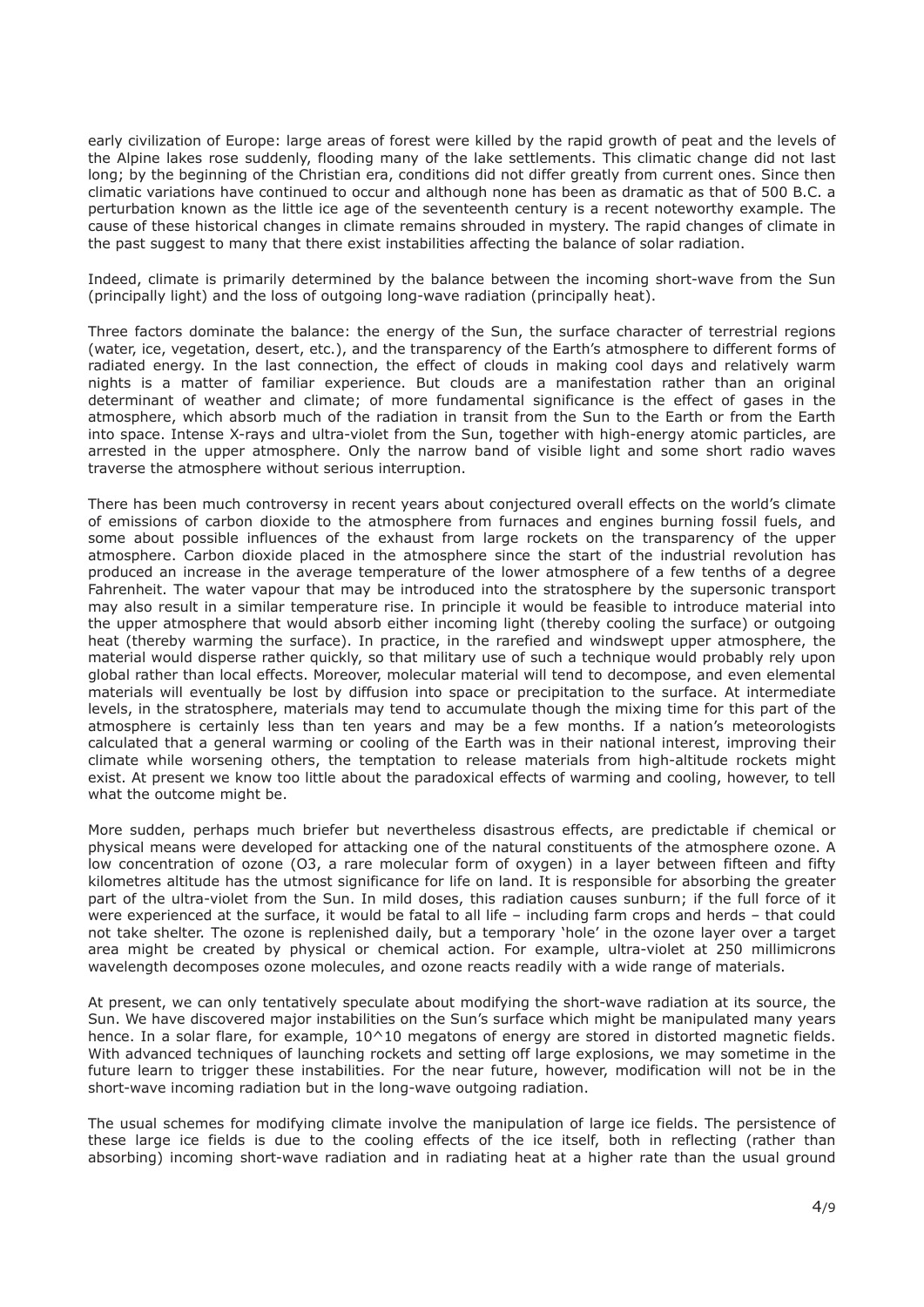early civilization of Europe: large areas of forest were killed by the rapid growth of peat and the levels of the Alpine lakes rose suddenly, flooding many of the lake settlements. This climatic change did not last long; by the beginning of the Christian era, conditions did not differ greatly from current ones. Since then climatic variations have continued to occur and although none has been as dramatic as that of 500 B.C. a perturbation known as the little ice age of the seventeenth century is a recent noteworthy example. The cause of these historical changes in climate remains shrouded in mystery. The rapid changes of climate in the past suggest to many that there exist instabilities affecting the balance of solar radiation.

Indeed, climate is primarily determined by the balance between the incoming short-wave from the Sun (principally light) and the loss of outgoing long-wave radiation (principally heat).

Three factors dominate the balance: the energy of the Sun, the surface character of terrestrial regions (water, ice, vegetation, desert, etc.), and the transparency of the Earth's atmosphere to different forms of radiated energy. In the last connection, the effect of clouds in making cool days and relatively warm nights is a matter of familiar experience. But clouds are a manifestation rather than an original determinant of weather and climate; of more fundamental significance is the effect of gases in the atmosphere, which absorb much of the radiation in transit from the Sun to the Earth or from the Earth into space. Intense X-rays and ultra-violet from the Sun, together with high-energy atomic particles, are arrested in the upper atmosphere. Only the narrow band of visible light and some short radio waves traverse the atmosphere without serious interruption.

There has been much controversy in recent years about conjectured overall effects on the world's climate of emissions of carbon dioxide to the atmosphere from furnaces and engines burning fossil fuels, and some about possible influences of the exhaust from large rockets on the transparency of the upper atmosphere. Carbon dioxide placed in the atmosphere since the start of the industrial revolution has produced an increase in the average temperature of the lower atmosphere of a few tenths of a degree Fahrenheit. The water vapour that may be introduced into the stratosphere by the supersonic transport may also result in a similar temperature rise. In principle it would be feasible to introduce material into the upper atmosphere that would absorb either incoming light (thereby cooling the surface) or outgoing heat (thereby warming the surface). In practice, in the rarefied and windswept upper atmosphere, the material would disperse rather quickly, so that military use of such a technique would probably rely upon global rather than local effects. Moreover, molecular material will tend to decompose, and even elemental materials will eventually be lost by diffusion into space or precipitation to the surface. At intermediate levels, in the stratosphere, materials may tend to accumulate though the mixing time for this part of the atmosphere is certainly less than ten years and may be a few months. If a nation's meteorologists calculated that a general warming or cooling of the Earth was in their national interest, improving their climate while worsening others, the temptation to release materials from high-altitude rockets might exist. At present we know too little about the paradoxical effects of warming and cooling, however, to tell what the outcome might be.

More sudden, perhaps much briefer but nevertheless disastrous effects, are predictable if chemical or physical means were developed for attacking one of the natural constituents of the atmosphere ozone. A low concentration of ozone ($O_3$, a rare molecular form of oxygen) in a layer between fifteen and fifty kilometres altitude has the utmost significance for life on land. It is responsible for absorbing the greater part of the ultra-violet from the Sun. In mild doses, this radiation causes sunburn; if the full force of it were experienced at the surface, it would be fatal to all life – including farm crops and herds – that could not take shelter. The ozone is replenished daily, but a temporary 'hole' in the ozone layer over a target area might be created by physical or chemical action. For example, ultra-violet at 250 millimicrons wavelength decomposes ozone molecules, and ozone reacts readily with a wide range of materials.

At present, we can only tentatively speculate about modifying the short-wave radiation at its source, the Sun. We have discovered major instabilities on the Sun's surface which might be manipulated many years hence. In a solar flare, for example, $10^{10}$ megatons of energy are stored in distorted magnetic fields. With advanced techniques of launching rockets and setting off large explosions, we may sometime in the future learn to trigger these instabilities. For the near future, however, modification will not be in the short-wave incoming radiation but in the long-wave outgoing radiation.

The usual schemes for modifying climate involve the manipulation of large ice fields. The persistence of these large ice fields is due to the cooling effects of the ice itself, both in reflecting (rather than absorbing) incoming short-wave radiation and in radiating heat at a higher rate than the usual ground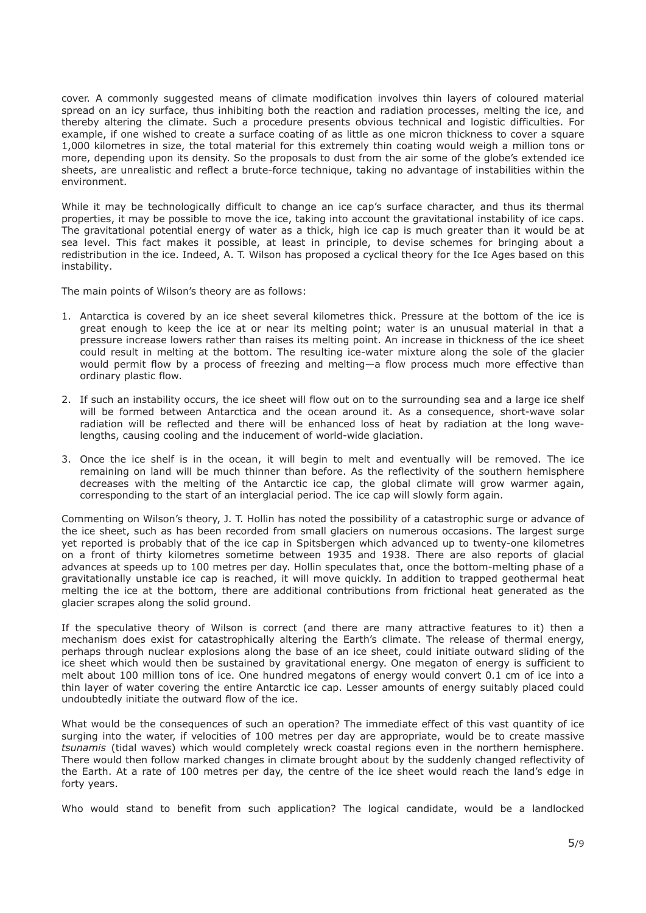cover. A commonly suggested means of climate modification involves thin layers of coloured material spread on an icy surface, thus inhibiting both the reaction and radiation processes, melting the ice, and thereby altering the climate. Such a procedure presents obvious technical and logistic difficulties. For example, if one wished to create a surface coating of as little as one micron thickness to cover a square 1,000 kilometres in size, the total material for this extremely thin coating would weigh a million tons or more, depending upon its density. So the proposals to dust from the air some of the globe's extended ice sheets, are unrealistic and reflect a brute-force technique, taking no advantage of instabilities within the environment.

While it may be technologically difficult to change an ice cap's surface character, and thus its thermal properties, it may be possible to move the ice, taking into account the gravitational instability of ice caps. The gravitational potential energy of water as a thick, high ice cap is much greater than it would be at sea level. This fact makes it possible, at least in principle, to devise schemes for bringing about a redistribution in the ice. Indeed, A. T. Wilson has proposed a cyclical theory for the Ice Ages based on this instability.

The main points of Wilson's theory are as follows:

1. Antarctica is covered by an ice sheet several kilometres thick. Pressure at the bottom of the ice is great enough to keep the ice at or near its melting point; water is an unusual material in that a pressure increase lowers rather than raises its melting point. An increase in thickness of the ice sheet could result in melting at the bottom. The resulting ice-water mixture along the sole of the glacier would permit flow by a process of freezing and melting—a flow process much more effective than ordinary plastic flow.
2. If such an instability occurs, the ice sheet will flow out on to the surrounding sea and a large ice shelf will be formed between Antarctica and the ocean around it. As a consequence, short-wave solar radiation will be reflected and there will be enhanced loss of heat by radiation at the long wave-lengths, causing cooling and the inducement of world-wide glaciation.
3. Once the ice shelf is in the ocean, it will begin to melt and eventually will be removed. The ice remaining on land will be much thinner than before. As the reflectivity of the southern hemisphere decreases with the melting of the Antarctic ice cap, the global climate will grow warmer again, corresponding to the start of an interglacial period. The ice cap will slowly form again.

Commenting on Wilson's theory, J. T. Hollin has noted the possibility of a catastrophic surge or advance of the ice sheet, such as has been recorded from small glaciers on numerous occasions. The largest surge yet reported is probably that of the ice cap in Spitsbergen which advanced up to twenty-one kilometres on a front of thirty kilometres sometime between 1935 and 1938. There are also reports of glacial advances at speeds up to 100 metres per day. Hollin speculates that, once the bottom-melting phase of a gravitationally unstable ice cap is reached, it will move quickly. In addition to trapped geothermal heat melting the ice at the bottom, there are additional contributions from frictional heat generated as the glacier scrapes along the solid ground.

If the speculative theory of Wilson is correct (and there are many attractive features to it) then a mechanism does exist for catastrophically altering the Earth's climate. The release of thermal energy, perhaps through nuclear explosions along the base of an ice sheet, could initiate outward sliding of the ice sheet which would then be sustained by gravitational energy. One megaton of energy is sufficient to melt about 100 million tons of ice. One hundred megatons of energy would convert 0.1 cm of ice into a thin layer of water covering the entire Antarctic ice cap. Lesser amounts of energy suitably placed could undoubtedly initiate the outward flow of the ice.

What would be the consequences of such an operation? The immediate effect of this vast quantity of ice surging into the water, if velocities of 100 metres per day are appropriate, would be to create massive *tsunamis* (tidal waves) which would completely wreck coastal regions even in the northern hemisphere. There would then follow marked changes in climate brought about by the suddenly changed reflectivity of the Earth. At a rate of 100 metres per day, the centre of the ice sheet would reach the land's edge in forty years.

Who would stand to benefit from such application? The logical candidate, would be a landlocked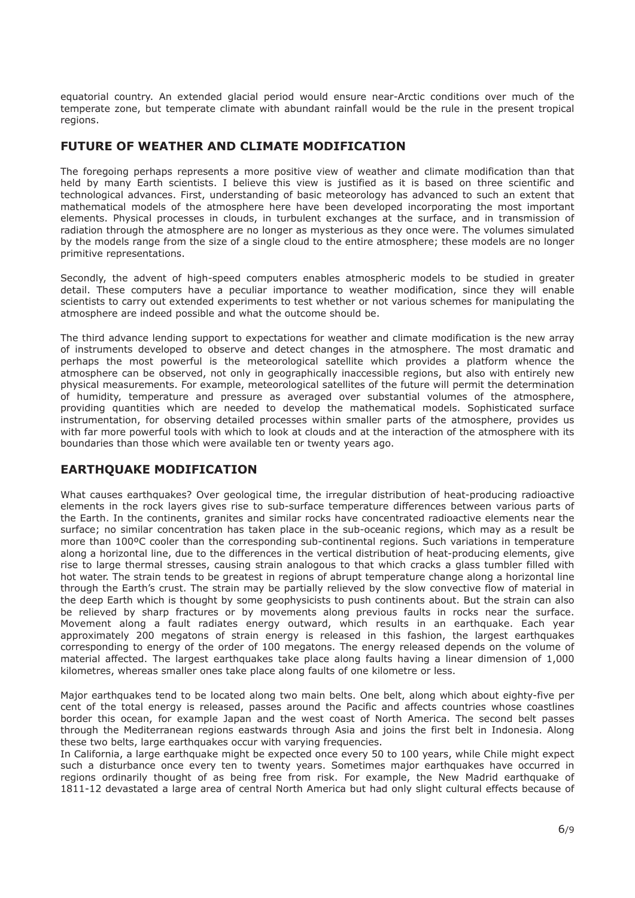equatorial country. An extended glacial period would ensure near-Arctic conditions over much of the temperate zone, but temperate climate with abundant rainfall would be the rule in the present tropical regions.

## FUTURE OF WEATHER AND CLIMATE MODIFICATION

The foregoing perhaps represents a more positive view of weather and climate modification than that held by many Earth scientists. I believe this view is justified as it is based on three scientific and technological advances. First, understanding of basic meteorology has advanced to such an extent that mathematical models of the atmosphere here have been developed incorporating the most important elements. Physical processes in clouds, in turbulent exchanges at the surface, and in transmission of radiation through the atmosphere are no longer as mysterious as they once were. The volumes simulated by the models range from the size of a single cloud to the entire atmosphere; these models are no longer primitive representations.

Secondly, the advent of high-speed computers enables atmospheric models to be studied in greater detail. These computers have a peculiar importance to weather modification, since they will enable scientists to carry out extended experiments to test whether or not various schemes for manipulating the atmosphere are indeed possible and what the outcome should be.

The third advance lending support to expectations for weather and climate modification is the new array of instruments developed to observe and detect changes in the atmosphere. The most dramatic and perhaps the most powerful is the meteorological satellite which provides a platform whence the atmosphere can be observed, not only in geographically inaccessible regions, but also with entirely new physical measurements. For example, meteorological satellites of the future will permit the determination of humidity, temperature and pressure as averaged over substantial volumes of the atmosphere, providing quantities which are needed to develop the mathematical models. Sophisticated surface instrumentation, for observing detailed processes within smaller parts of the atmosphere, provides us with far more powerful tools with which to look at clouds and at the interaction of the atmosphere with its boundaries than those which were available ten or twenty years ago.

## EARTHQUAKE MODIFICATION

What causes earthquakes? Over geological time, the irregular distribution of heat-producing radioactive elements in the rock layers gives rise to sub-surface temperature differences between various parts of the Earth. In the continents, granites and similar rocks have concentrated radioactive elements near the surface; no similar concentration has taken place in the sub-oceanic regions, which may as a result be more than 100ºC cooler than the corresponding sub-continental regions. Such variations in temperature along a horizontal line, due to the differences in the vertical distribution of heat-producing elements, give rise to large thermal stresses, causing strain analogous to that which cracks a glass tumbler filled with hot water. The strain tends to be greatest in regions of abrupt temperature change along a horizontal line through the Earth's crust. The strain may be partially relieved by the slow convective flow of material in the deep Earth which is thought by some geophysicists to push continents about. But the strain can also be relieved by sharp fractures or by movements along previous faults in rocks near the surface. Movement along a fault radiates energy outward, which results in an earthquake. Each year approximately 200 megatons of strain energy is released in this fashion, the largest earthquakes corresponding to energy of the order of 100 megatons. The energy released depends on the volume of material affected. The largest earthquakes take place along faults having a linear dimension of 1,000 kilometres, whereas smaller ones take place along faults of one kilometre or less.

Major earthquakes tend to be located along two main belts. One belt, along which about eighty-five per cent of the total energy is released, passes around the Pacific and affects countries whose coastlines border this ocean, for example Japan and the west coast of North America. The second belt passes through the Mediterranean regions eastwards through Asia and joins the first belt in Indonesia. Along these two belts, large earthquakes occur with varying frequencies.

In California, a large earthquake might be expected once every 50 to 100 years, while Chile might expect such a disturbance once every ten to twenty years. Sometimes major earthquakes have occurred in regions ordinarily thought of as being free from risk. For example, the New Madrid earthquake of 1811-12 devastated a large area of central North America but had only slight cultural effects because of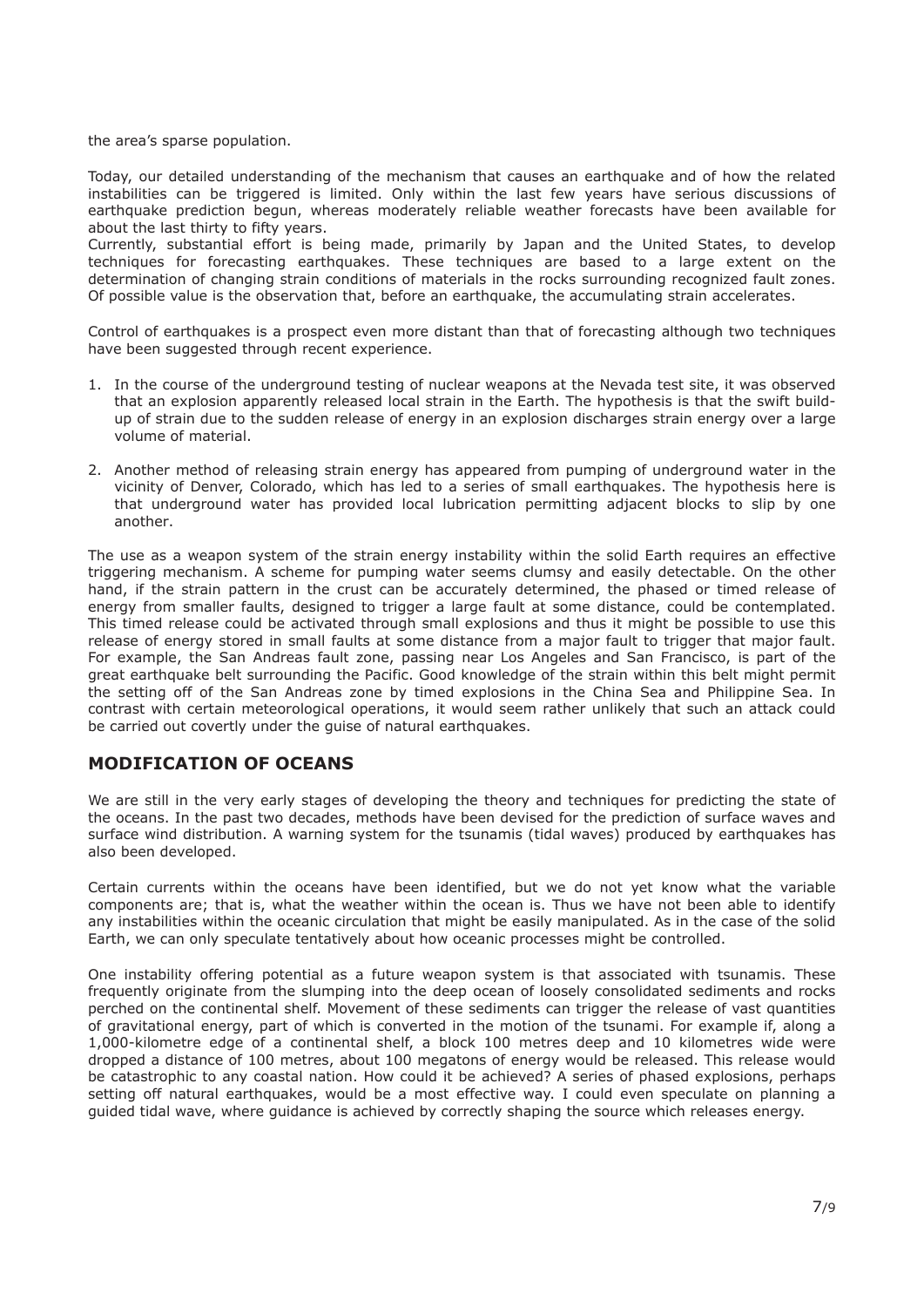the area's sparse population.

Today, our detailed understanding of the mechanism that causes an earthquake and of how the related instabilities can be triggered is limited. Only within the last few years have serious discussions of earthquake prediction begun, whereas moderately reliable weather forecasts have been available for about the last thirty to fifty years.
Currently, substantial effort is being made, primarily by Japan and the United States, to develop techniques for forecasting earthquakes. These techniques are based to a large extent on the determination of changing strain conditions of materials in the rocks surrounding recognized fault zones. Of possible value is the observation that, before an earthquake, the accumulating strain accelerates.

Control of earthquakes is a prospect even more distant than that of forecasting although two techniques have been suggested through recent experience.

1. In the course of the underground testing of nuclear weapons at the Nevada test site, it was observed that an explosion apparently released local strain in the Earth. The hypothesis is that the swift build-up of strain due to the sudden release of energy in an explosion discharges strain energy over a large volume of material.
2. Another method of releasing strain energy has appeared from pumping of underground water in the vicinity of Denver, Colorado, which has led to a series of small earthquakes. The hypothesis here is that underground water has provided local lubrication permitting adjacent blocks to slip by one another.

The use as a weapon system of the strain energy instability within the solid Earth requires an effective triggering mechanism. A scheme for pumping water seems clumsy and easily detectable. On the other hand, if the strain pattern in the crust can be accurately determined, the phased or timed release of energy from smaller faults, designed to trigger a large fault at some distance, could be contemplated. This timed release could be activated through small explosions and thus it might be possible to use this release of energy stored in small faults at some distance from a major fault to trigger that major fault. For example, the San Andreas fault zone, passing near Los Angeles and San Francisco, is part of the great earthquake belt surrounding the Pacific. Good knowledge of the strain within this belt might permit the setting off of the San Andreas zone by timed explosions in the China Sea and Philippine Sea. In contrast with certain meteorological operations, it would seem rather unlikely that such an attack could be carried out covertly under the guise of natural earthquakes.

## MODIFICATION OF OCEANS

We are still in the very early stages of developing the theory and techniques for predicting the state of the oceans. In the past two decades, methods have been devised for the prediction of surface waves and surface wind distribution. A warning system for the tsunamis (tidal waves) produced by earthquakes has also been developed.

Certain currents within the oceans have been identified, but we do not yet know what the variable components are; that is, what the weather within the ocean is. Thus we have not been able to identify any instabilities within the oceanic circulation that might be easily manipulated. As in the case of the solid Earth, we can only speculate tentatively about how oceanic processes might be controlled.

One instability offering potential as a future weapon system is that associated with tsunamis. These frequently originate from the slumping into the deep ocean of loosely consolidated sediments and rocks perched on the continental shelf. Movement of these sediments can trigger the release of vast quantities of gravitational energy, part of which is converted in the motion of the tsunami. For example if, along a 1,000-kilometre edge of a continental shelf, a block 100 metres deep and 10 kilometres wide were dropped a distance of 100 metres, about 100 megatons of energy would be released. This release would be catastrophic to any coastal nation. How could it be achieved? A series of phased explosions, perhaps setting off natural earthquakes, would be a most effective way. I could even speculate on planning a guided tidal wave, where guidance is achieved by correctly shaping the source which releases energy.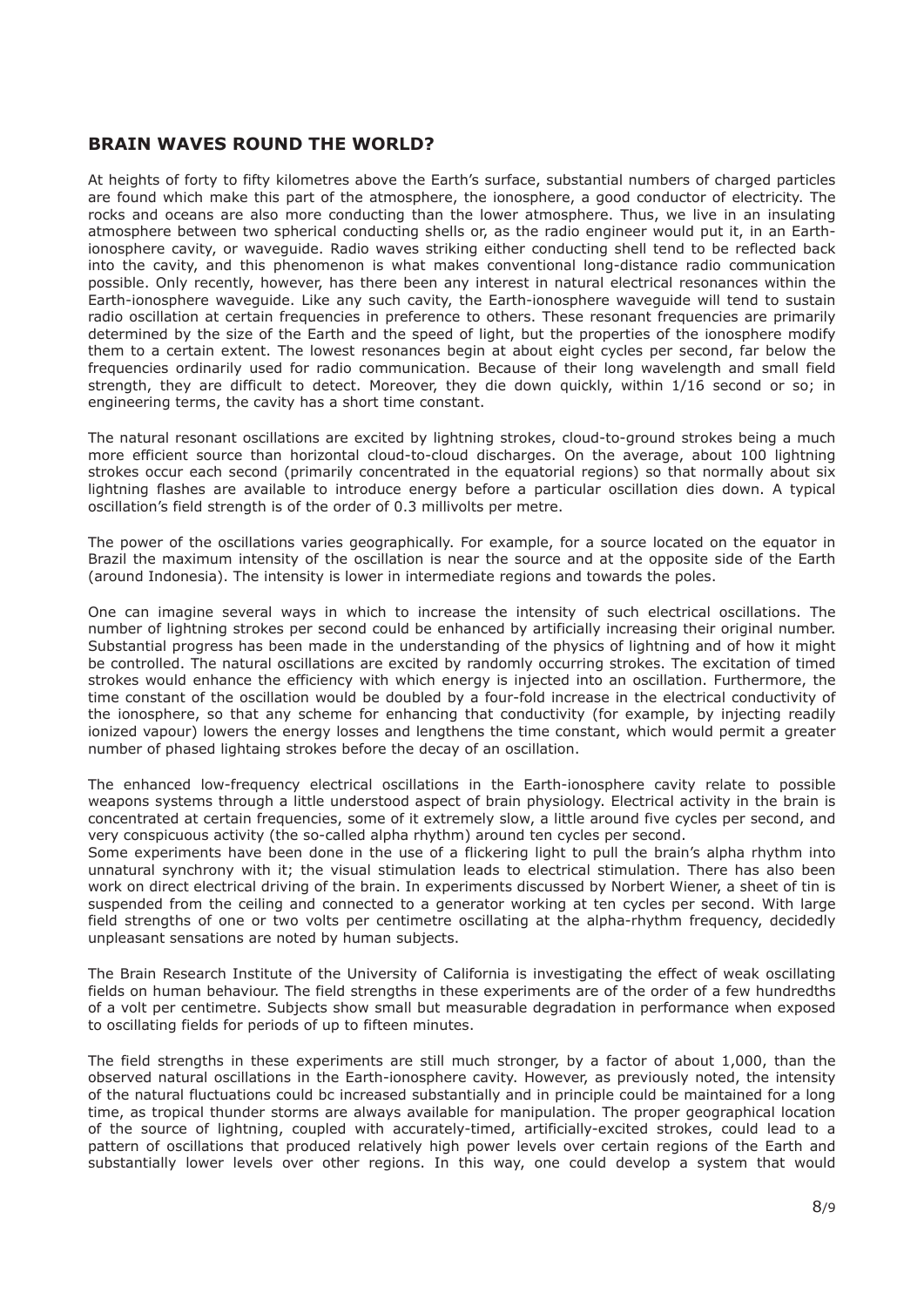## BRAIN WAVES ROUND THE WORLD?

At heights of forty to fifty kilometres above the Earth's surface, substantial numbers of charged particles are found which make this part of the atmosphere, the ionosphere, a good conductor of electricity. The rocks and oceans are also more conducting than the lower atmosphere. Thus, we live in an insulating atmosphere between two spherical conducting shells or, as the radio engineer would put it, in an Earth-ionosphere cavity, or waveguide. Radio waves striking either conducting shell tend to be reflected back into the cavity, and this phenomenon is what makes conventional long-distance radio communication possible. Only recently, however, has there been any interest in natural electrical resonances within the Earth-ionosphere waveguide. Like any such cavity, the Earth-ionosphere waveguide will tend to sustain radio oscillation at certain frequencies in preference to others. These resonant frequencies are primarily determined by the size of the Earth and the speed of light, but the properties of the ionosphere modify them to a certain extent. The lowest resonances begin at about eight cycles per second, far below the frequencies ordinarily used for radio communication. Because of their long wavelength and small field strength, they are difficult to detect. Moreover, they die down quickly, within 1/16 second or so; in engineering terms, the cavity has a short time constant.

The natural resonant oscillations are excited by lightning strokes, cloud-to-ground strokes being a much more efficient source than horizontal cloud-to-cloud discharges. On the average, about 100 lightning strokes occur each second (primarily concentrated in the equatorial regions) so that normally about six lightning flashes are available to introduce energy before a particular oscillation dies down. A typical oscillation's field strength is of the order of 0.3 millivolts per metre.

The power of the oscillations varies geographically. For example, for a source located on the equator in Brazil the maximum intensity of the oscillation is near the source and at the opposite side of the Earth (around Indonesia). The intensity is lower in intermediate regions and towards the poles.

One can imagine several ways in which to increase the intensity of such electrical oscillations. The number of lightning strokes per second could be enhanced by artificially increasing their original number. Substantial progress has been made in the understanding of the physics of lightning and of how it might be controlled. The natural oscillations are excited by randomly occurring strokes. The excitation of timed strokes would enhance the efficiency with which energy is injected into an oscillation. Furthermore, the time constant of the oscillation would be doubled by a four-fold increase in the electrical conductivity of the ionosphere, so that any scheme for enhancing that conductivity (for example, by injecting readily ionized vapour) lowers the energy losses and lengthens the time constant, which would permit a greater number of phased lightaing strokes before the decay of an oscillation.

The enhanced low-frequency electrical oscillations in the Earth-ionosphere cavity relate to possible weapons systems through a little understood aspect of brain physiology. Electrical activity in the brain is concentrated at certain frequencies, some of it extremely slow, a little around five cycles per second, and very conspicuous activity (the so-called alpha rhythm) around ten cycles per second.

Some experiments have been done in the use of a flickering light to pull the brain's alpha rhythm into unnatural synchrony with it; the visual stimulation leads to electrical stimulation. There has also been work on direct electrical driving of the brain. In experiments discussed by Norbert Wiener, a sheet of tin is suspended from the ceiling and connected to a generator working at ten cycles per second. With large field strengths of one or two volts per centimetre oscillating at the alpha-rhythm frequency, decidedly unpleasant sensations are noted by human subjects.

The Brain Research Institute of the University of California is investigating the effect of weak oscillating fields on human behaviour. The field strengths in these experiments are of the order of a few hundredths of a volt per centimetre. Subjects show small but measurable degradation in performance when exposed to oscillating fields for periods of up to fifteen minutes.

The field strengths in these experiments are still much stronger, by a factor of about 1,000, than the observed natural oscillations in the Earth-ionosphere cavity. However, as previously noted, the intensity of the natural fluctuations could bc increased substantially and in principle could be maintained for a long time, as tropical thunder storms are always available for manipulation. The proper geographical location of the source of lightning, coupled with accurately-timed, artificially-excited strokes, could lead to a pattern of oscillations that produced relatively high power levels over certain regions of the Earth and substantially lower levels over other regions. In this way, one could develop a system that would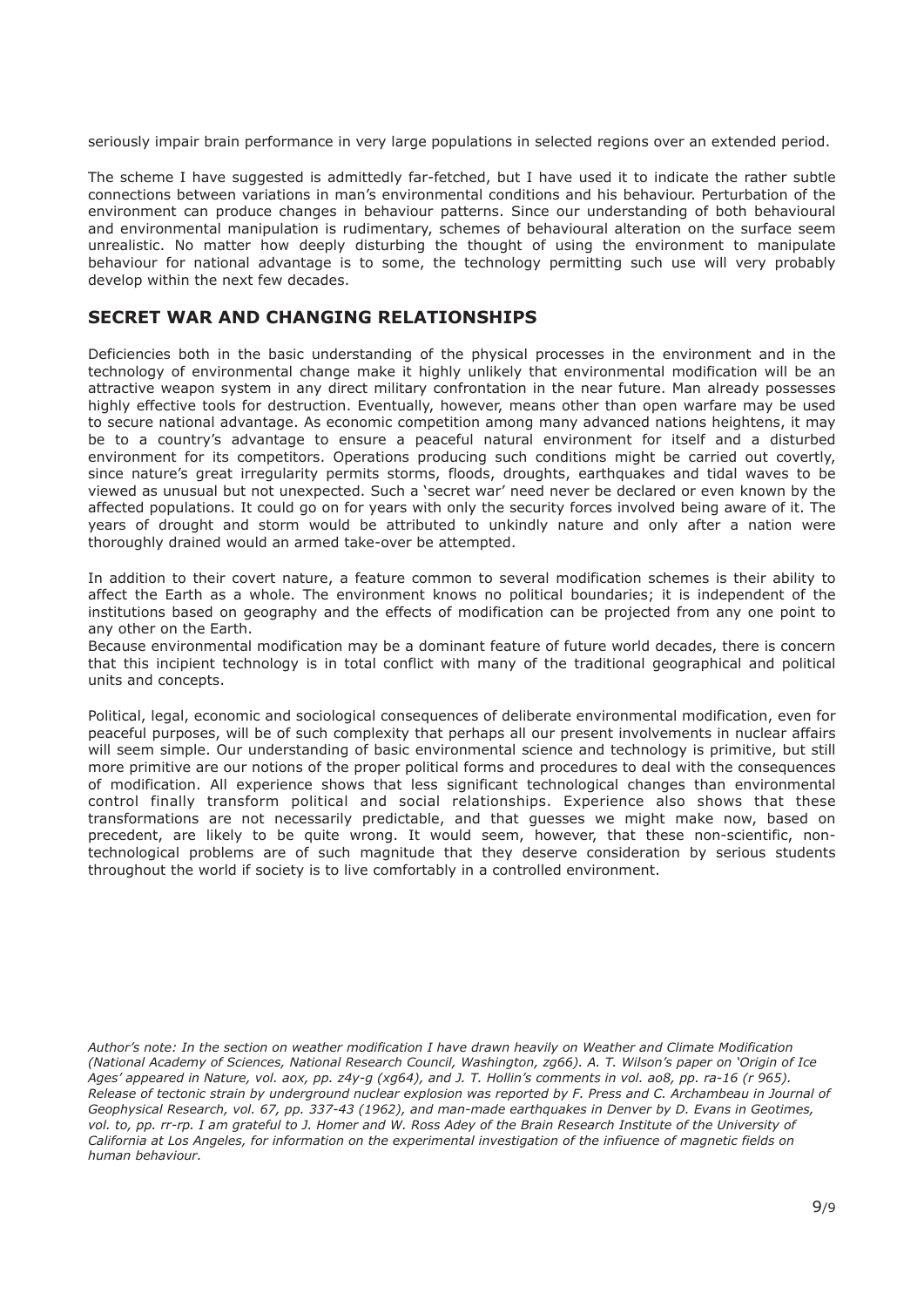seriously impair brain performance in very large populations in selected regions over an extended period.

The scheme I have suggested is admittedly far-fetched, but I have used it to indicate the rather subtle connections between variations in man's environmental conditions and his behaviour. Perturbation of the environment can produce changes in behaviour patterns. Since our understanding of both behavioural and environmental manipulation is rudimentary, schemes of behavioural alteration on the surface seem unrealistic. No matter how deeply disturbing the thought of using the environment to manipulate behaviour for national advantage is to some, the technology permitting such use will very probably develop within the next few decades.

## SECRET WAR AND CHANGING RELATIONSHIPS

Deficiencies both in the basic understanding of the physical processes in the environment and in the technology of environmental change make it highly unlikely that environmental modification will be an attractive weapon system in any direct military confrontation in the near future. Man already possesses highly effective tools for destruction. Eventually, however, means other than open warfare may be used to secure national advantage. As economic competition among many advanced nations heightens, it may be to a country's advantage to ensure a peaceful natural environment for itself and a disturbed environment for its competitors. Operations producing such conditions might be carried out covertly, since nature's great irregularity permits storms, floods, droughts, earthquakes and tidal waves to be viewed as unusual but not unexpected. Such a 'secret war' need never be declared or even known by the affected populations. It could go on for years with only the security forces involved being aware of it. The years of drought and storm would be attributed to unkindly nature and only after a nation were thoroughly drained would an armed take-over be attempted.

In addition to their covert nature, a feature common to several modification schemes is their ability to affect the Earth as a whole. The environment knows no political boundaries; it is independent of the institutions based on geography and the effects of modification can be projected from any one point to any other on the Earth.

Because environmental modification may be a dominant feature of future world decades, there is concern that this incipient technology is in total conflict with many of the traditional geographical and political units and concepts.

Political, legal, economic and sociological consequences of deliberate environmental modification, even for peaceful purposes, will be of such complexity that perhaps all our present involvements in nuclear affairs will seem simple. Our understanding of basic environmental science and technology is primitive, but still more primitive are our notions of the proper political forms and procedures to deal with the consequences of modification. All experience shows that less significant technological changes than environmental control finally transform political and social relationships. Experience also shows that these transformations are not necessarily predictable, and that guesses we might make now, based on precedent, are likely to be quite wrong. It would seem, however, that these non-scientific, non-technological problems are of such magnitude that they deserve consideration by serious students throughout the world if society is to live comfortably in a controlled environment.

*Author's note: In the section on weather modification I have drawn heavily on Weather and Climate Modification (National Academy of Sciences, National Research Council, Washington, zg66). A. T. Wilson's paper on 'Origin of Ice Ages' appeared in Nature, vol. aox, pp. z4y-g (xg64), and J. T. Hollin's comments in vol. ao8, pp. ra-16 (r 965). Release of tectonic strain by underground nuclear explosion was reported by F. Press and C. Archambeau in Journal of Geophysical Research, vol. 67, pp. 337-43 (1962), and man-made earthquakes in Denver by D. Evans in Geotimes, vol. to, pp. rr-rp. I am grateful to J. Homer and W. Ross Adey of the Brain Research Institute of the University of California at Los Angeles, for information on the experimental investigation of the infiuence of magnetic fields on human behaviour.*